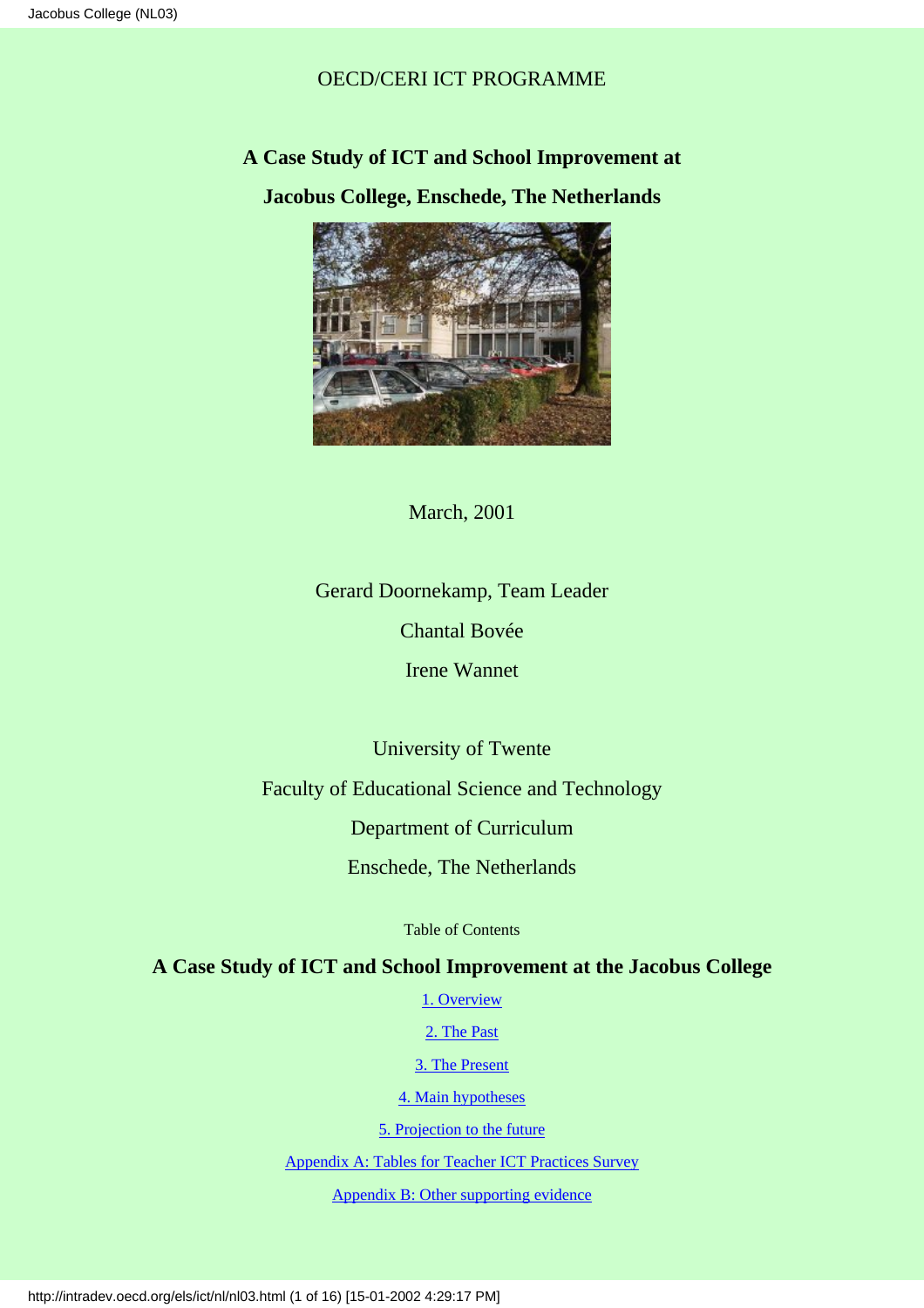OECD/CERI ICT PROGRAMME

# A Case Study of ICT and School Improvement at

# Jacobus College, Enschede, The Netherlands

March, 2001

Gerard Doornekamp, Team Leader

Chantal Bovée

Irene Wannet

University of Twente

Faculty of Educational Science and Technology

Department of Curriculum

Enschede, The Netherlands

Table of Contents

## A Case Study of ICT and School Improvement at the Jacobus College

1. Overview

2. The Past

3. The Present

4. Main hypotheses

5. Projection to the future

Appendix A: Tables for Teacher ICT Practices Survey

Appendix B: Other supporting evidence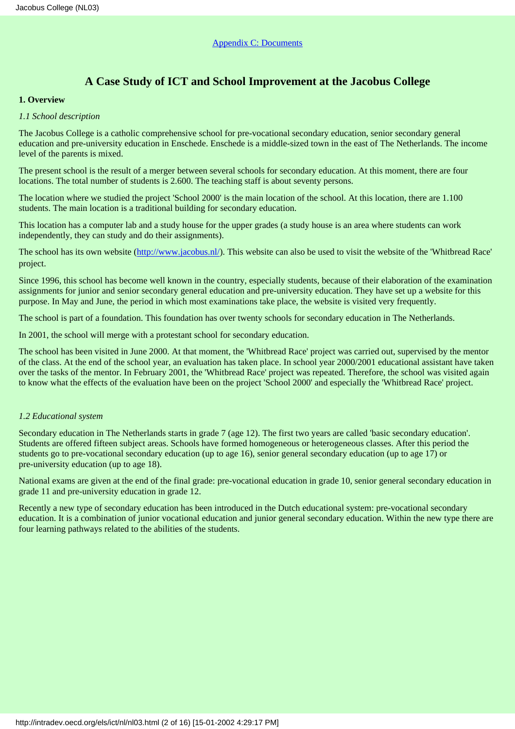[Appendix C: Documents](#)

# A Case Study of ICT and School Improvement at the Jacobus College

## 1. Overview

### *1.1 School description*

The Jacobus College is a catholic comprehensive school for pre-vocational secondary education, senior secondary general education and pre-university education in Enschede. Enschede is a middle-sized town in the east of The Netherlands. The income level of the parents is mixed.

The present school is the result of a merger between several schools for secondary education. At this moment, there are four locations. The total number of students is 2.600. The teaching staff is about seventy persons.

The location where we studied the project 'School 2000' is the main location of the school. At this location, there are 1.100 students. The main location is a traditional building for secondary education.

This location has a computer lab and a study house for the upper grades (a study house is an area where students can work independently, they can study and do their assignments).

The school has its own website ([http://www.jacobus.nl/](http://www.jacobus.nl/)). This website can also be used to visit the website of the 'Whitbread Race' project.

Since 1996, this school has become well known in the country, especially students, because of their elaboration of the examination assignments for junior and senior secondary general education and pre-university education. They have set up a website for this purpose. In May and June, the period in which most examinations take place, the website is visited very frequently.

The school is part of a foundation. This foundation has over twenty schools for secondary education in The Netherlands.

In 2001, the school will merge with a protestant school for secondary education.

The school has been visited in June 2000. At that moment, the 'Whitbread Race' project was carried out, supervised by the mentor of the class. At the end of the school year, an evaluation has taken place. In school year 2000/2001 educational assistant have taken over the tasks of the mentor. In February 2001, the 'Whitbread Race' project was repeated. Therefore, the school was visited again to know what the effects of the evaluation have been on the project 'School 2000' and especially the 'Whitbread Race' project.

### *1.2 Educational system*

Secondary education in The Netherlands starts in grade 7 (age 12). The first two years are called 'basic secondary education'. Students are offered fifteen subject areas. Schools have formed homogeneous or heterogeneous classes. After this period the students go to pre-vocational secondary education (up to age 16), senior general secondary education (up to age 17) or pre-university education (up to age 18).

National exams are given at the end of the final grade: pre-vocational education in grade 10, senior general secondary education in grade 11 and pre-university education in grade 12.

Recently a new type of secondary education has been introduced in the Dutch educational system: pre-vocational secondary education. It is a combination of junior vocational education and junior general secondary education. Within the new type there are four learning pathways related to the abilities of the students.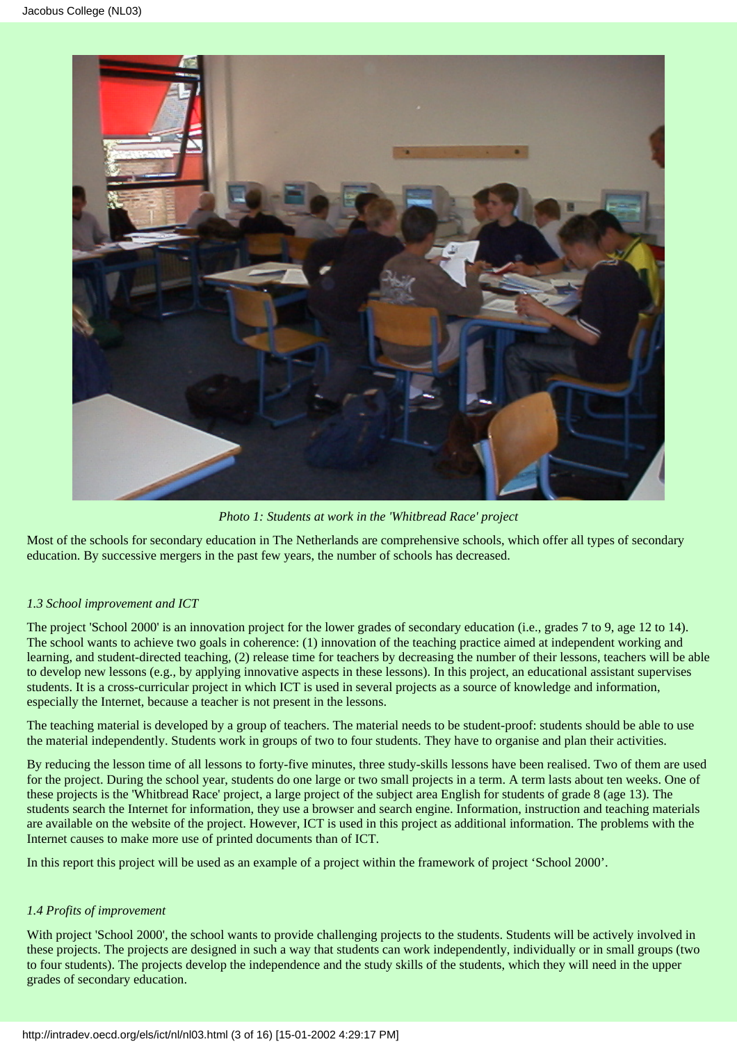*Photo 1: Students at work in the 'Whitbread Race' project*

Most of the schools for secondary education in The Netherlands are comprehensive schools, which offer all types of secondary education. By successive mergers in the past few years, the number of schools has decreased.

### *1.3 School improvement and ICT*

The project 'School 2000' is an innovation project for the lower grades of secondary education (i.e., grades 7 to 9, age 12 to 14). The school wants to achieve two goals in coherence: (1) innovation of the teaching practice aimed at independent working and learning, and student-directed teaching, (2) release time for teachers by decreasing the number of their lessons, teachers will be able to develop new lessons (e.g., by applying innovative aspects in these lessons). In this project, an educational assistant supervises students. It is a cross-curricular project in which ICT is used in several projects as a source of knowledge and information, especially the Internet, because a teacher is not present in the lessons.

The teaching material is developed by a group of teachers. The material needs to be student-proof: students should be able to use the material independently. Students work in groups of two to four students. They have to organise and plan their activities.

By reducing the lesson time of all lessons to forty-five minutes, three study-skills lessons have been realised. Two of them are used for the project. During the school year, students do one large or two small projects in a term. A term lasts about ten weeks. One of these projects is the 'Whitbread Race' project, a large project of the subject area English for students of grade 8 (age 13). The students search the Internet for information, they use a browser and search engine. Information, instruction and teaching materials are available on the website of the project. However, ICT is used in this project as additional information. The problems with the Internet causes to make more use of printed documents than of ICT.

In this report this project will be used as an example of a project within the framework of project ‘School 2000’.

### *1.4 Profits of improvement*

With project 'School 2000', the school wants to provide challenging projects to the students. Students will be actively involved in these projects. The projects are designed in such a way that students can work independently, individually or in small groups (two to four students). The projects develop the independence and the study skills of the students, which they will need in the upper grades of secondary education.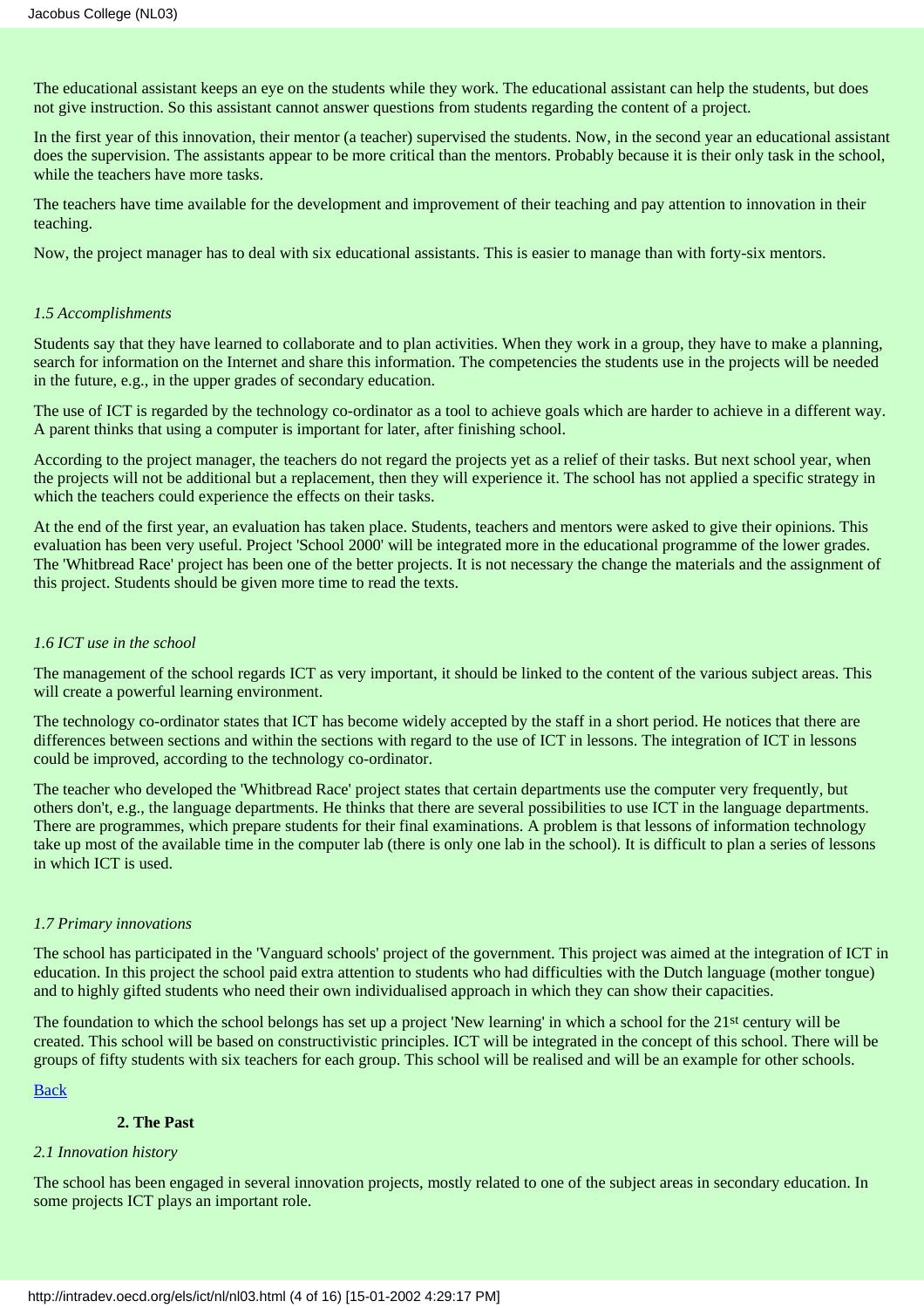The educational assistant keeps an eye on the students while they work. The educational assistant can help the students, but does not give instruction. So this assistant cannot answer questions from students regarding the content of a project.

In the first year of this innovation, their mentor (a teacher) supervised the students. Now, in the second year an educational assistant does the supervision. The assistants appear to be more critical than the mentors. Probably because it is their only task in the school, while the teachers have more tasks.

The teachers have time available for the development and improvement of their teaching and pay attention to innovation in their teaching.

Now, the project manager has to deal with six educational assistants. This is easier to manage than with forty-six mentors.

*1.5 Accomplishments*

Students say that they have learned to collaborate and to plan activities. When they work in a group, they have to make a planning, search for information on the Internet and share this information. The competencies the students use in the projects will be needed in the future, e.g., in the upper grades of secondary education.

The use of ICT is regarded by the technology co-ordinator as a tool to achieve goals which are harder to achieve in a different way. A parent thinks that using a computer is important for later, after finishing school.

According to the project manager, the teachers do not regard the projects yet as a relief of their tasks. But next school year, when the projects will not be additional but a replacement, then they will experience it. The school has not applied a specific strategy in which the teachers could experience the effects on their tasks.

At the end of the first year, an evaluation has taken place. Students, teachers and mentors were asked to give their opinions. This evaluation has been very useful. Project 'School 2000' will be integrated more in the educational programme of the lower grades. The 'Whitbread Race' project has been one of the better projects. It is not necessary the change the materials and the assignment of this project. Students should be given more time to read the texts.

*1.6 ICT use in the school*

The management of the school regards ICT as very important, it should be linked to the content of the various subject areas. This will create a powerful learning environment.

The technology co-ordinator states that ICT has become widely accepted by the staff in a short period. He notices that there are differences between sections and within the sections with regard to the use of ICT in lessons. The integration of ICT in lessons could be improved, according to the technology co-ordinator.

The teacher who developed the 'Whitbread Race' project states that certain departments use the computer very frequently, but others don't, e.g., the language departments. He thinks that there are several possibilities to use ICT in the language departments. There are programmes, which prepare students for their final examinations. A problem is that lessons of information technology take up most of the available time in the computer lab (there is only one lab in the school). It is difficult to plan a series of lessons in which ICT is used.

*1.7 Primary innovations*

The school has participated in the 'Vanguard schools' project of the government. This project was aimed at the integration of ICT in education. In this project the school paid extra attention to students who had difficulties with the Dutch language (mother tongue) and to highly gifted students who need their own individualised approach in which they can show their capacities.

The foundation to which the school belongs has set up a project 'New learning' in which a school for the 21st century will be created. This school will be based on constructivistic principles. ICT will be integrated in the concept of this school. There will be groups of fifty students with six teachers for each group. This school will be realised and will be an example for other schools.

Back

## 2. The Past

*2.1 Innovation history*

The school has been engaged in several innovation projects, mostly related to one of the subject areas in secondary education. In some projects ICT plays an important role.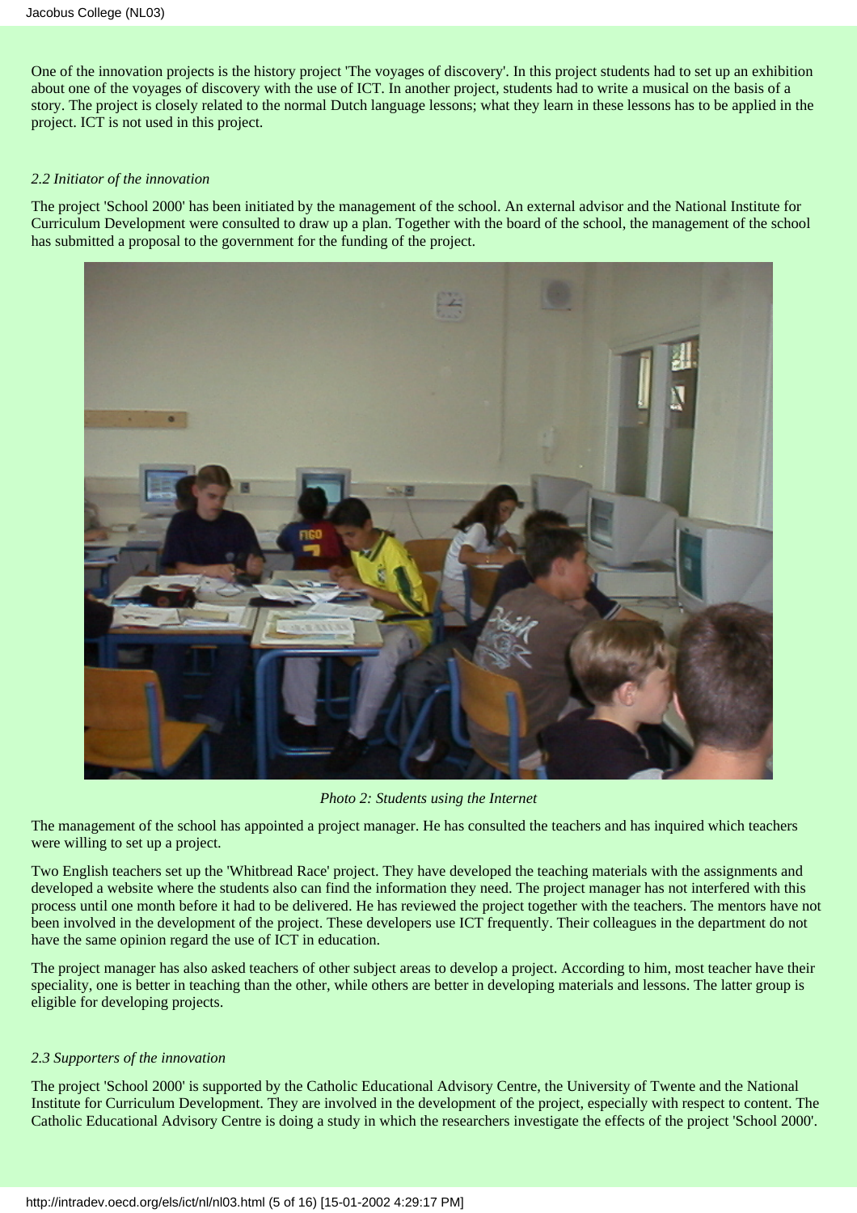One of the innovation projects is the history project 'The voyages of discovery'. In this project students had to set up an exhibition about one of the voyages of discovery with the use of ICT. In another project, students had to write a musical on the basis of a story. The project is closely related to the normal Dutch language lessons; what they learn in these lessons has to be applied in the project. ICT is not used in this project.

*2.2 Initiator of the innovation*

The project 'School 2000' has been initiated by the management of the school. An external advisor and the National Institute for Curriculum Development were consulted to draw up a plan. Together with the board of the school, the management of the school has submitted a proposal to the government for the funding of the project.

*Photo 2: Students using the Internet*

The management of the school has appointed a project manager. He has consulted the teachers and has inquired which teachers were willing to set up a project.

Two English teachers set up the 'Whitbread Race' project. They have developed the teaching materials with the assignments and developed a website where the students also can find the information they need. The project manager has not interfered with this process until one month before it had to be delivered. He has reviewed the project together with the teachers. The mentors have not been involved in the development of the project. These developers use ICT frequently. Their colleagues in the department do not have the same opinion regard the use of ICT in education.

The project manager has also asked teachers of other subject areas to develop a project. According to him, most teacher have their speciality, one is better in teaching than the other, while others are better in developing materials and lessons. The latter group is eligible for developing projects.

*2.3 Supporters of the innovation*

The project 'School 2000' is supported by the Catholic Educational Advisory Centre, the University of Twente and the National Institute for Curriculum Development. They are involved in the development of the project, especially with respect to content. The Catholic Educational Advisory Centre is doing a study in which the researchers investigate the effects of the project 'School 2000'.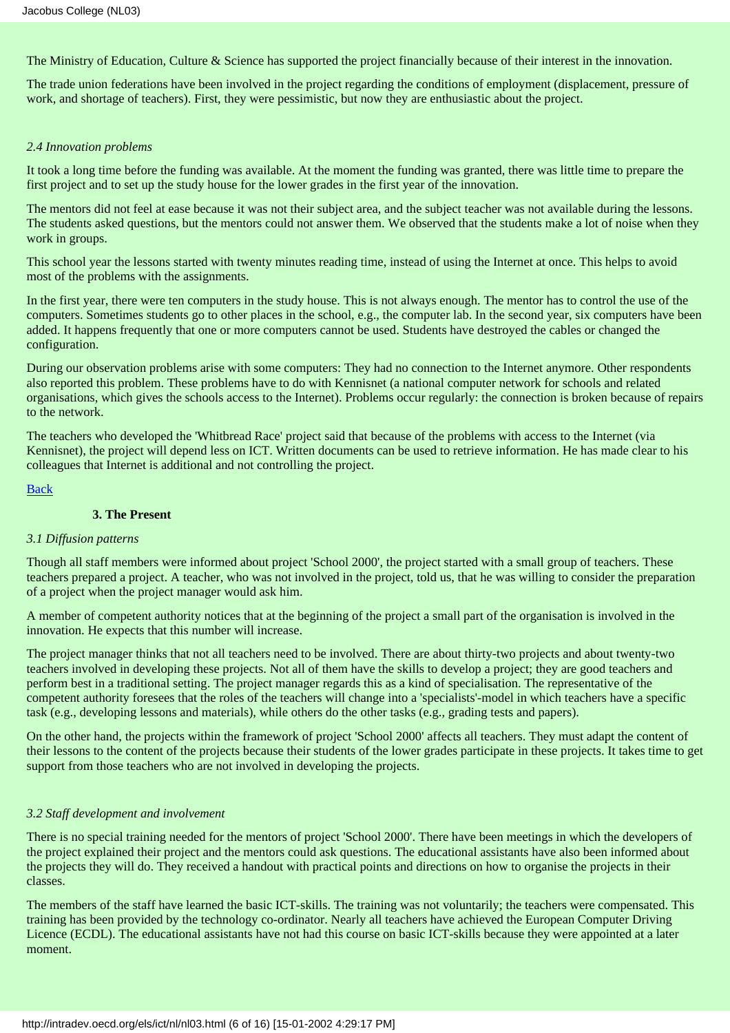The Ministry of Education, Culture & Science has supported the project financially because of their interest in the innovation.

The trade union federations have been involved in the project regarding the conditions of employment (displacement, pressure of work, and shortage of teachers). First, they were pessimistic, but now they are enthusiastic about the project.

*2.4 Innovation problems*

It took a long time before the funding was available. At the moment the funding was granted, there was little time to prepare the first project and to set up the study house for the lower grades in the first year of the innovation.

The mentors did not feel at ease because it was not their subject area, and the subject teacher was not available during the lessons. The students asked questions, but the mentors could not answer them. We observed that the students make a lot of noise when they work in groups.

This school year the lessons started with twenty minutes reading time, instead of using the Internet at once. This helps to avoid most of the problems with the assignments.

In the first year, there were ten computers in the study house. This is not always enough. The mentor has to control the use of the computers. Sometimes students go to other places in the school, e.g., the computer lab. In the second year, six computers have been added. It happens frequently that one or more computers cannot be used. Students have destroyed the cables or changed the configuration.

During our observation problems arise with some computers: They had no connection to the Internet anymore. Other respondents also reported this problem. These problems have to do with Kennisnet (a national computer network for schools and related organisations, which gives the schools access to the Internet). Problems occur regularly: the connection is broken because of repairs to the network.

The teachers who developed the 'Whitbread Race' project said that because of the problems with access to the Internet (via Kennisnet), the project will depend less on ICT. Written documents can be used to retrieve information. He has made clear to his colleagues that Internet is additional and not controlling the project.

Back

## 3. The Present

*3.1 Diffusion patterns*

Though all staff members were informed about project 'School 2000', the project started with a small group of teachers. These teachers prepared a project. A teacher, who was not involved in the project, told us, that he was willing to consider the preparation of a project when the project manager would ask him.

A member of competent authority notices that at the beginning of the project a small part of the organisation is involved in the innovation. He expects that this number will increase.

The project manager thinks that not all teachers need to be involved. There are about thirty-two projects and about twenty-two teachers involved in developing these projects. Not all of them have the skills to develop a project; they are good teachers and perform best in a traditional setting. The project manager regards this as a kind of specialisation. The representative of the competent authority foresees that the roles of the teachers will change into a 'specialists'-model in which teachers have a specific task (e.g., developing lessons and materials), while others do the other tasks (e.g., grading tests and papers).

On the other hand, the projects within the framework of project 'School 2000' affects all teachers. They must adapt the content of their lessons to the content of the projects because their students of the lower grades participate in these projects. It takes time to get support from those teachers who are not involved in developing the projects.

*3.2 Staff development and involvement*

There is no special training needed for the mentors of project 'School 2000'. There have been meetings in which the developers of the project explained their project and the mentors could ask questions. The educational assistants have also been informed about the projects they will do. They received a handout with practical points and directions on how to organise the projects in their classes.

The members of the staff have learned the basic ICT-skills. The training was not voluntarily; the teachers were compensated. This training has been provided by the technology co-ordinator. Nearly all teachers have achieved the European Computer Driving Licence (ECDL). The educational assistants have not had this course on basic ICT-skills because they were appointed at a later moment.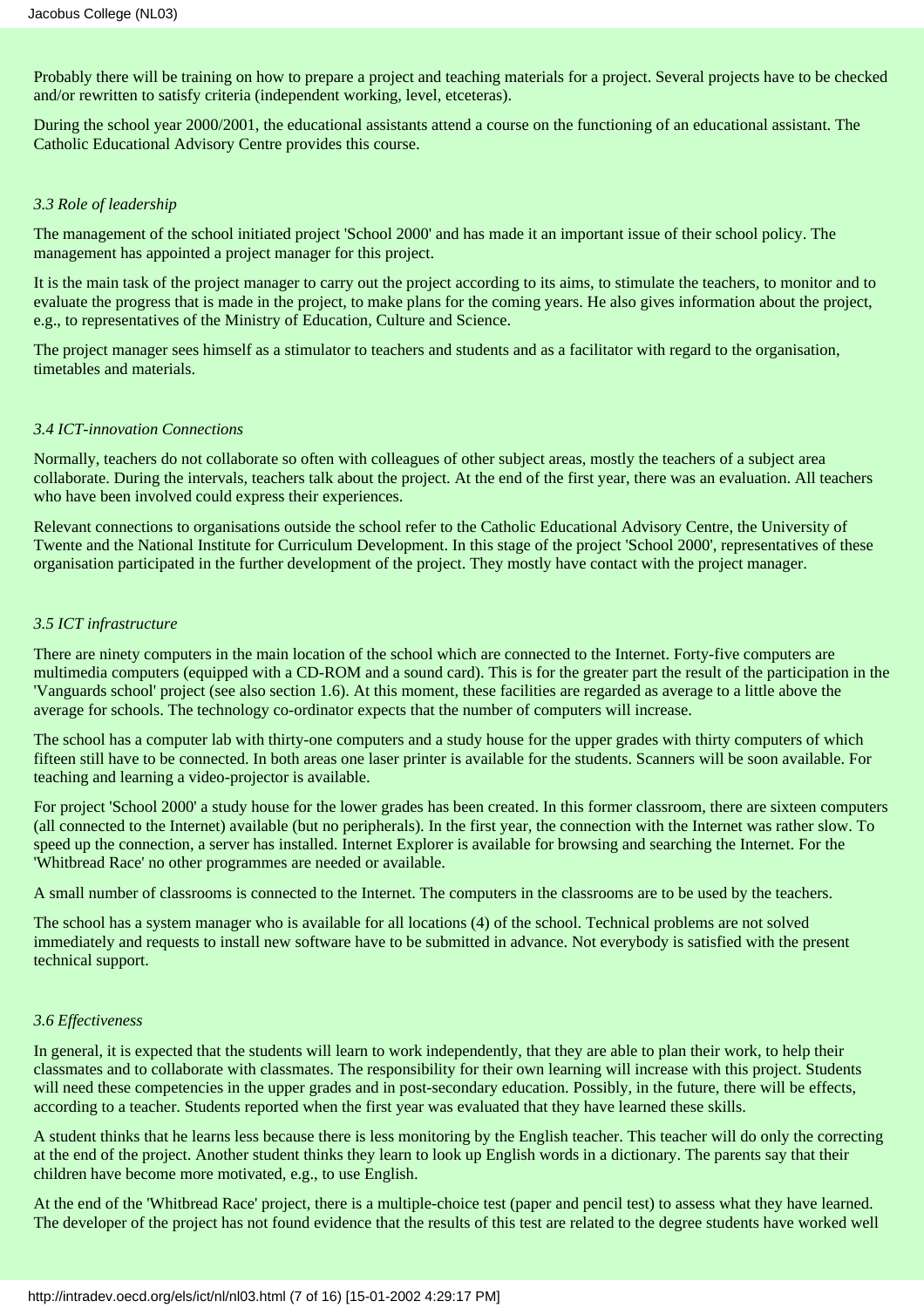Probably there will be training on how to prepare a project and teaching materials for a project. Several projects have to be checked and/or rewritten to satisfy criteria (independent working, level, etceteras).

During the school year 2000/2001, the educational assistants attend a course on the functioning of an educational assistant. The Catholic Educational Advisory Centre provides this course.

### *3.3 Role of leadership*

The management of the school initiated project 'School 2000' and has made it an important issue of their school policy. The management has appointed a project manager for this project.

It is the main task of the project manager to carry out the project according to its aims, to stimulate the teachers, to monitor and to evaluate the progress that is made in the project, to make plans for the coming years. He also gives information about the project, e.g., to representatives of the Ministry of Education, Culture and Science.

The project manager sees himself as a stimulator to teachers and students and as a facilitator with regard to the organisation, timetables and materials.

### *3.4 ICT-innovation Connections*

Normally, teachers do not collaborate so often with colleagues of other subject areas, mostly the teachers of a subject area collaborate. During the intervals, teachers talk about the project. At the end of the first year, there was an evaluation. All teachers who have been involved could express their experiences.

Relevant connections to organisations outside the school refer to the Catholic Educational Advisory Centre, the University of Twente and the National Institute for Curriculum Development. In this stage of the project 'School 2000', representatives of these organisation participated in the further development of the project. They mostly have contact with the project manager.

### *3.5 ICT infrastructure*

There are ninety computers in the main location of the school which are connected to the Internet. Forty-five computers are multimedia computers (equipped with a CD-ROM and a sound card). This is for the greater part the result of the participation in the 'Vanguards school' project (see also section 1.6). At this moment, these facilities are regarded as average to a little above the average for schools. The technology co-ordinator expects that the number of computers will increase.

The school has a computer lab with thirty-one computers and a study house for the upper grades with thirty computers of which fifteen still have to be connected. In both areas one laser printer is available for the students. Scanners will be soon available. For teaching and learning a video-projector is available.

For project 'School 2000' a study house for the lower grades has been created. In this former classroom, there are sixteen computers (all connected to the Internet) available (but no peripherals). In the first year, the connection with the Internet was rather slow. To speed up the connection, a server has installed. Internet Explorer is available for browsing and searching the Internet. For the 'Whitbread Race' no other programmes are needed or available.

A small number of classrooms is connected to the Internet. The computers in the classrooms are to be used by the teachers.

The school has a system manager who is available for all locations (4) of the school. Technical problems are not solved immediately and requests to install new software have to be submitted in advance. Not everybody is satisfied with the present technical support.

### *3.6 Effectiveness*

In general, it is expected that the students will learn to work independently, that they are able to plan their work, to help their classmates and to collaborate with classmates. The responsibility for their own learning will increase with this project. Students will need these competencies in the upper grades and in post-secondary education. Possibly, in the future, there will be effects, according to a teacher. Students reported when the first year was evaluated that they have learned these skills.

A student thinks that he learns less because there is less monitoring by the English teacher. This teacher will do only the correcting at the end of the project. Another student thinks they learn to look up English words in a dictionary. The parents say that their children have become more motivated, e.g., to use English.

At the end of the 'Whitbread Race' project, there is a multiple-choice test (paper and pencil test) to assess what they have learned. The developer of the project has not found evidence that the results of this test are related to the degree students have worked well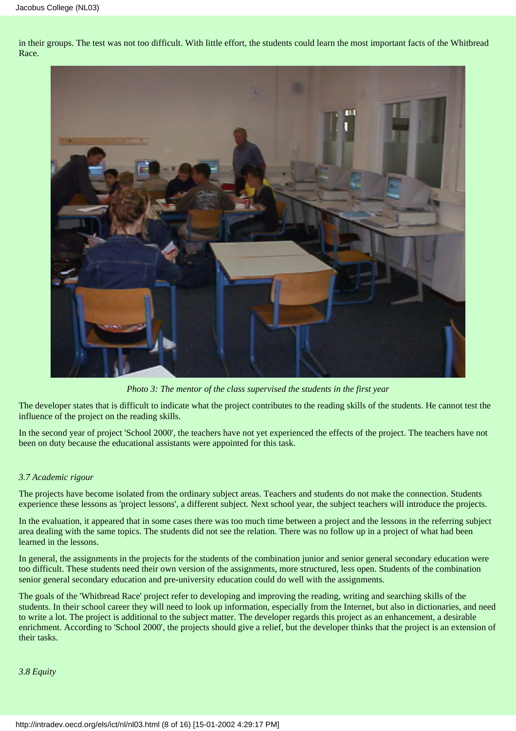in their groups. The test was not too difficult. With little effort, the students could learn the most important facts of the Whitbread Race.

*Photo 3: The mentor of the class supervised the students in the first year*

The developer states that is difficult to indicate what the project contributes to the reading skills of the students. He cannot test the influence of the project on the reading skills.

In the second year of project 'School 2000', the teachers have not yet experienced the effects of the project. The teachers have not been on duty because the educational assistants were appointed for this task.

### *3.7 Academic rigour*

The projects have become isolated from the ordinary subject areas. Teachers and students do not make the connection. Students experience these lessons as 'project lessons', a different subject. Next school year, the subject teachers will introduce the projects.

In the evaluation, it appeared that in some cases there was too much time between a project and the lessons in the referring subject area dealing with the same topics. The students did not see the relation. There was no follow up in a project of what had been learned in the lessons.

In general, the assignments in the projects for the students of the combination junior and senior general secondary education were too difficult. These students need their own version of the assignments, more structured, less open. Students of the combination senior general secondary education and pre-university education could do well with the assignments.

The goals of the 'Whitbread Race' project refer to developing and improving the reading, writing and searching skills of the students. In their school career they will need to look up information, especially from the Internet, but also in dictionaries, and need to write a lot. The project is additional to the subject matter. The developer regards this project as an enhancement, a desirable enrichment. According to 'School 2000', the projects should give a relief, but the developer thinks that the project is an extension of their tasks.

### *3.8 Equity*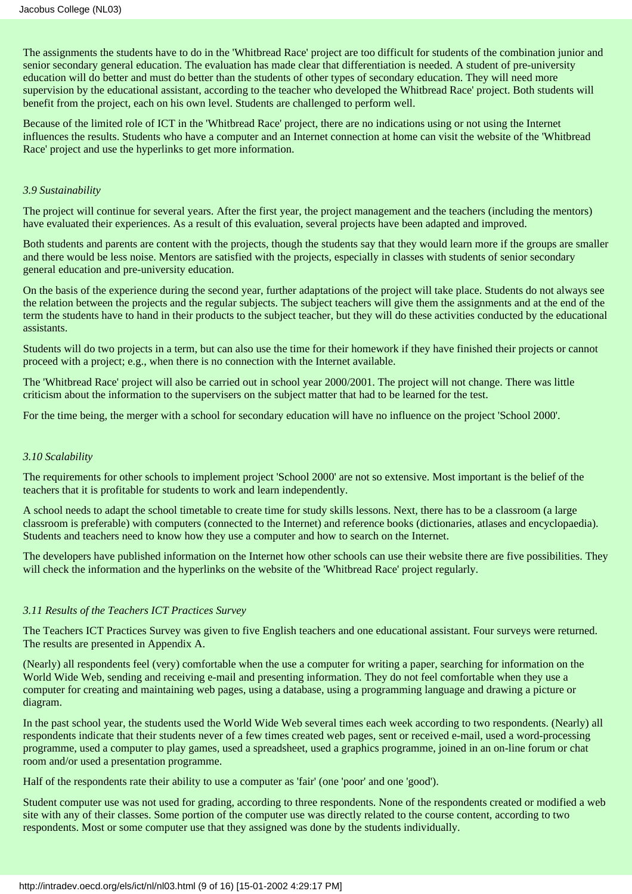The assignments the students have to do in the 'Whitbread Race' project are too difficult for students of the combination junior and senior secondary general education. The evaluation has made clear that differentiation is needed. A student of pre-university education will do better and must do better than the students of other types of secondary education. They will need more supervision by the educational assistant, according to the teacher who developed the Whitbread Race' project. Both students will benefit from the project, each on his own level. Students are challenged to perform well.

Because of the limited role of ICT in the 'Whitbread Race' project, there are no indications using or not using the Internet influences the results. Students who have a computer and an Internet connection at home can visit the website of the 'Whitbread Race' project and use the hyperlinks to get more information.

*3.9 Sustainability*

The project will continue for several years. After the first year, the project management and the teachers (including the mentors) have evaluated their experiences. As a result of this evaluation, several projects have been adapted and improved.

Both students and parents are content with the projects, though the students say that they would learn more if the groups are smaller and there would be less noise. Mentors are satisfied with the projects, especially in classes with students of senior secondary general education and pre-university education.

On the basis of the experience during the second year, further adaptations of the project will take place. Students do not always see the relation between the projects and the regular subjects. The subject teachers will give them the assignments and at the end of the term the students have to hand in their products to the subject teacher, but they will do these activities conducted by the educational assistants.

Students will do two projects in a term, but can also use the time for their homework if they have finished their projects or cannot proceed with a project; e.g., when there is no connection with the Internet available.

The 'Whitbread Race' project will also be carried out in school year 2000/2001. The project will not change. There was little criticism about the information to the supervisers on the subject matter that had to be learned for the test.

For the time being, the merger with a school for secondary education will have no influence on the project 'School 2000'.

*3.10 Scalability*

The requirements for other schools to implement project 'School 2000' are not so extensive. Most important is the belief of the teachers that it is profitable for students to work and learn independently.

A school needs to adapt the school timetable to create time for study skills lessons. Next, there has to be a classroom (a large classroom is preferable) with computers (connected to the Internet) and reference books (dictionaries, atlases and encyclopaedia). Students and teachers need to know how they use a computer and how to search on the Internet.

The developers have published information on the Internet how other schools can use their website there are five possibilities. They will check the information and the hyperlinks on the website of the 'Whitbread Race' project regularly.

*3.11 Results of the Teachers ICT Practices Survey*

The Teachers ICT Practices Survey was given to five English teachers and one educational assistant. Four surveys were returned. The results are presented in Appendix A.

(Nearly) all respondents feel (very) comfortable when the use a computer for writing a paper, searching for information on the World Wide Web, sending and receiving e-mail and presenting information. They do not feel comfortable when they use a computer for creating and maintaining web pages, using a database, using a programming language and drawing a picture or diagram.

In the past school year, the students used the World Wide Web several times each week according to two respondents. (Nearly) all respondents indicate that their students never of a few times created web pages, sent or received e-mail, used a word-processing programme, used a computer to play games, used a spreadsheet, used a graphics programme, joined in an on-line forum or chat room and/or used a presentation programme.

Half of the respondents rate their ability to use a computer as 'fair' (one 'poor' and one 'good').

Student computer use was not used for grading, according to three respondents. None of the respondents created or modified a web site with any of their classes. Some portion of the computer use was directly related to the course content, according to two respondents. Most or some computer use that they assigned was done by the students individually.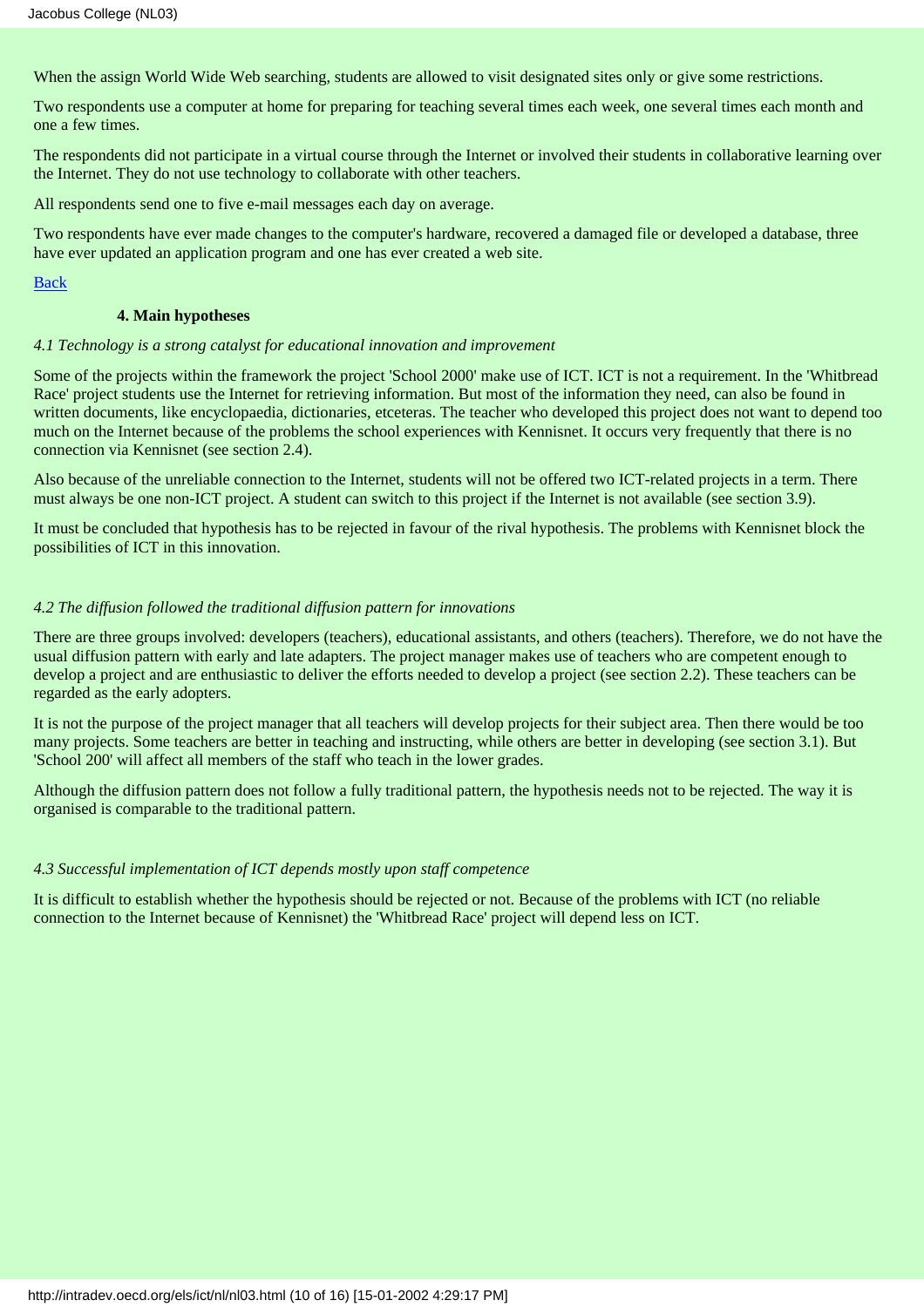When the assign World Wide Web searching, students are allowed to visit designated sites only or give some restrictions.

Two respondents use a computer at home for preparing for teaching several times each week, one several times each month and one a few times.

The respondents did not participate in a virtual course through the Internet or involved their students in collaborative learning over the Internet. They do not use technology to collaborate with other teachers.

All respondents send one to five e-mail messages each day on average.

Two respondents have ever made changes to the computer's hardware, recovered a damaged file or developed a database, three have ever updated an application program and one has ever created a web site.

Back

### 4. Main hypotheses

*4.1 Technology is a strong catalyst for educational innovation and improvement*

Some of the projects within the framework the project 'School 2000' make use of ICT. ICT is not a requirement. In the 'Whitbread Race' project students use the Internet for retrieving information. But most of the information they need, can also be found in written documents, like encyclopaedia, dictionaries, etceteras. The teacher who developed this project does not want to depend too much on the Internet because of the problems the school experiences with Kennisnet. It occurs very frequently that there is no connection via Kennisnet (see section 2.4).

Also because of the unreliable connection to the Internet, students will not be offered two ICT-related projects in a term. There must always be one non-ICT project. A student can switch to this project if the Internet is not available (see section 3.9).

It must be concluded that hypothesis has to be rejected in favour of the rival hypothesis. The problems with Kennisnet block the possibilities of ICT in this innovation.

*4.2 The diffusion followed the traditional diffusion pattern for innovations*

There are three groups involved: developers (teachers), educational assistants, and others (teachers). Therefore, we do not have the usual diffusion pattern with early and late adapters. The project manager makes use of teachers who are competent enough to develop a project and are enthusiastic to deliver the efforts needed to develop a project (see section 2.2). These teachers can be regarded as the early adopters.

It is not the purpose of the project manager that all teachers will develop projects for their subject area. Then there would be too many projects. Some teachers are better in teaching and instructing, while others are better in developing (see section 3.1). But 'School 200' will affect all members of the staff who teach in the lower grades.

Although the diffusion pattern does not follow a fully traditional pattern, the hypothesis needs not to be rejected. The way it is organised is comparable to the traditional pattern.

*4.3 Successful implementation of ICT depends mostly upon staff competence*

It is difficult to establish whether the hypothesis should be rejected or not. Because of the problems with ICT (no reliable connection to the Internet because of Kennisnet) the 'Whitbread Race' project will depend less on ICT.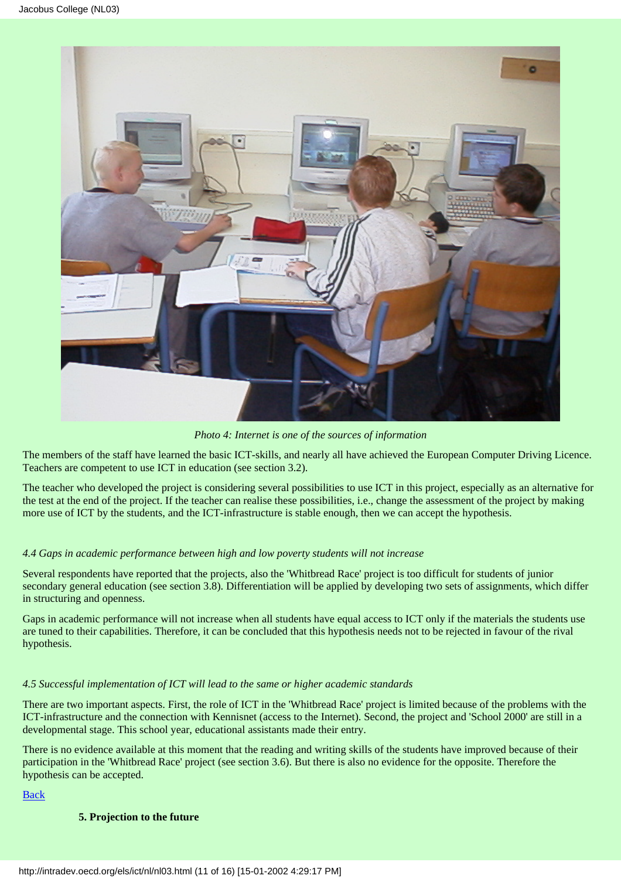*Photo 4: Internet is one of the sources of information*

The members of the staff have learned the basic ICT-skills, and nearly all have achieved the European Computer Driving Licence. Teachers are competent to use ICT in education (see section 3.2).

The teacher who developed the project is considering several possibilities to use ICT in this project, especially as an alternative for the test at the end of the project. If the teacher can realise these possibilities, i.e., change the assessment of the project by making more use of ICT by the students, and the ICT-infrastructure is stable enough, then we can accept the hypothesis.

*4.4 Gaps in academic performance between high and low poverty students will not increase*

Several respondents have reported that the projects, also the 'Whitbread Race' project is too difficult for students of junior secondary general education (see section 3.8). Differentiation will be applied by developing two sets of assignments, which differ in structuring and openness.

Gaps in academic performance will not increase when all students have equal access to ICT only if the materials the students use are tuned to their capabilities. Therefore, it can be concluded that this hypothesis needs not to be rejected in favour of the rival hypothesis.

*4.5 Successful implementation of ICT will lead to the same or higher academic standards*

There are two important aspects. First, the role of ICT in the 'Whitbread Race' project is limited because of the problems with the ICT-infrastructure and the connection with Kennisnet (access to the Internet). Second, the project and 'School 2000' are still in a developmental stage. This school year, educational assistants made their entry.

There is no evidence available at this moment that the reading and writing skills of the students have improved because of their participation in the 'Whitbread Race' project (see section 3.6). But there is also no evidence for the opposite. Therefore the hypothesis can be accepted.

Back

**5. Projection to the future**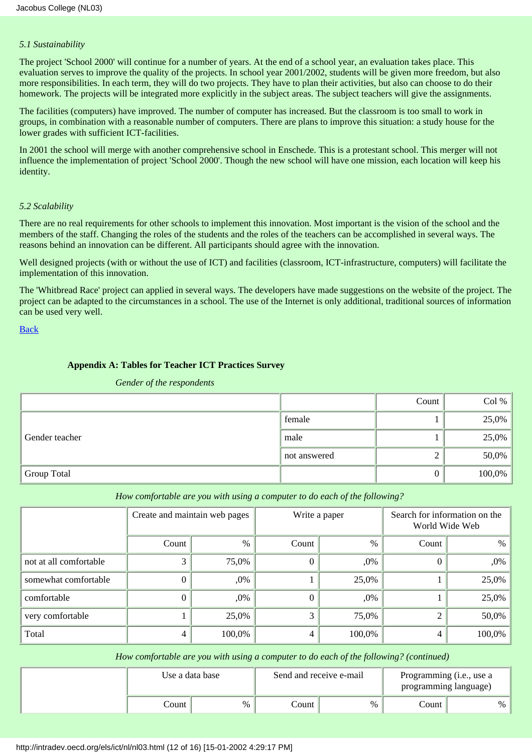*5.1 Sustainability*

The project 'School 2000' will continue for a number of years. At the end of a school year, an evaluation takes place. This evaluation serves to improve the quality of the projects. In school year 2001/2002, students will be given more freedom, but also more responsibilities. In each term, they will do two projects. They have to plan their activities, but also can choose to do their homework. The projects will be integrated more explicitly in the subject areas. The subject teachers will give the assignments.

The facilities (computers) have improved. The number of computer has increased. But the classroom is too small to work in groups, in combination with a reasonable number of computers. There are plans to improve this situation: a study house for the lower grades with sufficient ICT-facilities.

In 2001 the school will merge with another comprehensive school in Enschede. This is a protestant school. This merger will not influence the implementation of project 'School 2000'. Though the new school will have one mission, each location will keep his identity.

*5.2 Scalability*

There are no real requirements for other schools to implement this innovation. Most important is the vision of the school and the members of the staff. Changing the roles of the students and the roles of the teachers can be accomplished in several ways. The reasons behind an innovation can be different. All participants should agree with the innovation.

Well designed projects (with or without the use of ICT) and facilities (classroom, ICT-infrastructure, computers) will facilitate the implementation of this innovation.

The 'Whitbread Race' project can applied in several ways. The developers have made suggestions on the website of the project. The project can be adapted to the circumstances in a school. The use of the Internet is only additional, traditional sources of information can be used very well.

Back

**Appendix A: Tables for Teacher ICT Practices Survey**

*Gender of the respondents*

| | | Count | Col % |
|---|---|---|---|
| Gender teacher | female | 1 | 25,0% |
| | male | 1 | 25,0% |
| | not answered | 2 | 50,0% |
| Group Total | | 0 | 100,0% |

*How comfortable are you with using a computer to do each of the following?*

| | Create and maintain web pages | | Write a paper | | Search for information on the World Wide Web | |
|---|---|---|---|---|---|---|
| | Count | % | Count | % | Count | % |
| not at all comfortable | 3 | 75,0% | 0 | ,0% | 0 | ,0% |
| somewhat comfortable | 0 | ,0% | 1 | 25,0% | 1 | 25,0% |
| comfortable | 0 | ,0% | 0 | ,0% | 1 | 25,0% |
| very comfortable | 1 | 25,0% | 3 | 75,0% | 2 | 50,0% |
| Total | 4 | 100,0% | 4 | 100,0% | 4 | 100,0% |

*How comfortable are you with using a computer to do each of the following? (continued)*

| | Use a data base | | Send and receive e-mail | | Programming (i.e., use a programming language) | |
|---|---|---|---|---|---|---|
| | Count | % | Count | % | Count | % |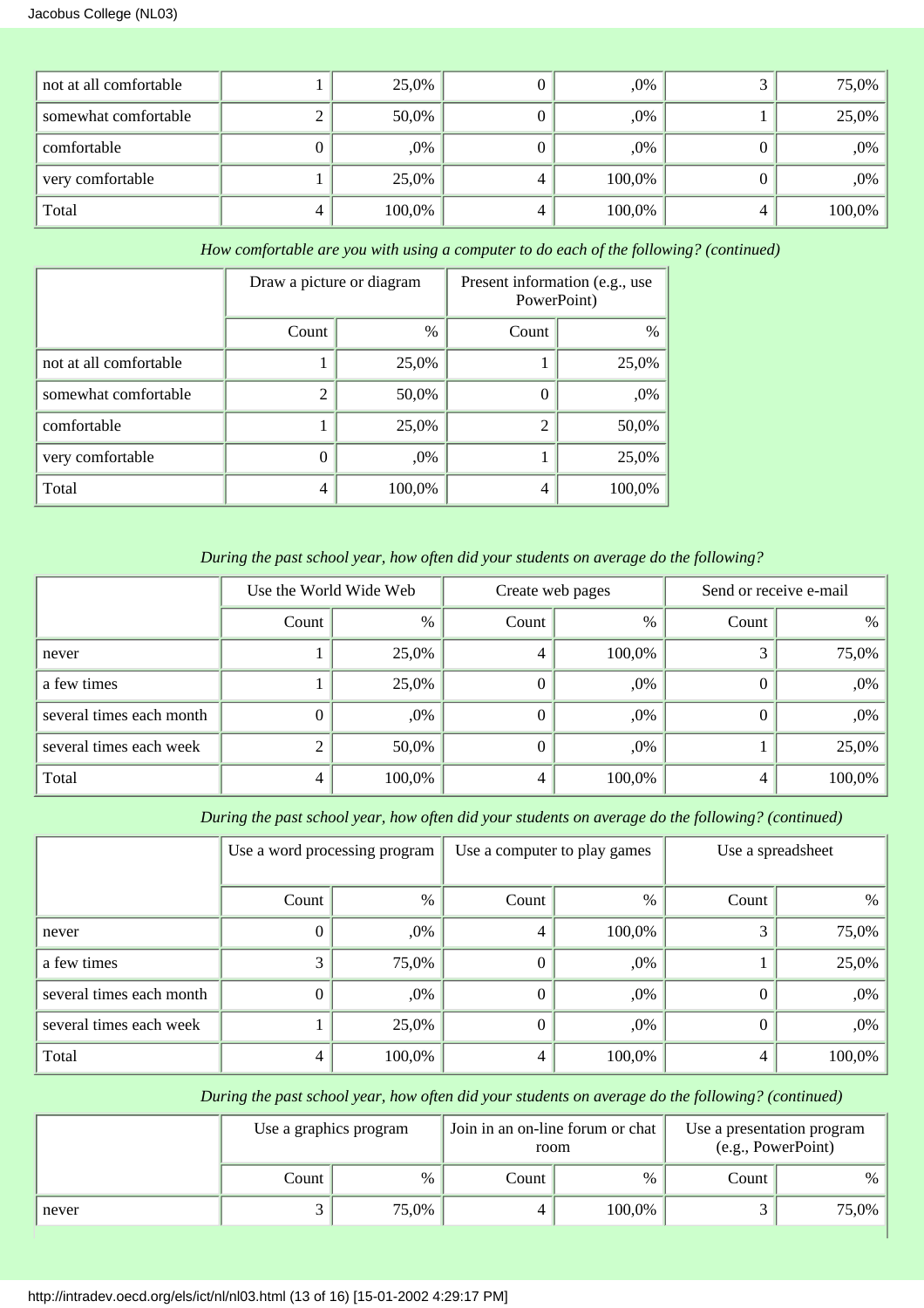| | | | | | | |
|---|---|---|---|---|---|---|
| not at all comfortable | 1 | 25,0% | 0 | ,0% | 3 | 75,0% |
| somewhat comfortable | 2 | 50,0% | 0 | ,0% | 1 | 25,0% |
| comfortable | 0 | ,0% | 0 | ,0% | 0 | ,0% |
| very comfortable | 1 | 25,0% | 4 | 100,0% | 0 | ,0% |
| Total | 4 | 100,0% | 4 | 100,0% | 4 | 100,0% |

*How comfortable are you with using a computer to do each of the following? (continued)*

| | Draw a picture or diagram | | Present information (e.g., use PowerPoint) | |
|---|---|---|---|---|
| | Count | % | Count | % |
| not at all comfortable | 1 | 25,0% | 1 | 25,0% |
| somewhat comfortable | 2 | 50,0% | 0 | ,0% |
| comfortable | 1 | 25,0% | 2 | 50,0% |
| very comfortable | 0 | ,0% | 1 | 25,0% |
| Total | 4 | 100,0% | 4 | 100,0% |

*During the past school year, how often did your students on average do the following?*

| | Use the World Wide Web | | Create web pages | | Send or receive e-mail | |
|---|---|---|---|---|---|---|
| | Count | % | Count | % | Count | % |
| never | 1 | 25,0% | 4 | 100,0% | 3 | 75,0% |
| a few times | 1 | 25,0% | 0 | ,0% | 0 | ,0% |
| several times each month | 0 | ,0% | 0 | ,0% | 0 | ,0% |
| several times each week | 2 | 50,0% | 0 | ,0% | 1 | 25,0% |
| Total | 4 | 100,0% | 4 | 100,0% | 4 | 100,0% |

*During the past school year, how often did your students on average do the following? (continued)*

| | Use a word processing program | | Use a computer to play games | | Use a spreadsheet | |
|---|---|---|---|---|---|---|
| | Count | % | Count | % | Count | % |
| never | 0 | ,0% | 4 | 100,0% | 3 | 75,0% |
| a few times | 3 | 75,0% | 0 | ,0% | 1 | 25,0% |
| several times each month | 0 | ,0% | 0 | ,0% | 0 | ,0% |
| several times each week | 1 | 25,0% | 0 | ,0% | 0 | ,0% |
| Total | 4 | 100,0% | 4 | 100,0% | 4 | 100,0% |

*During the past school year, how often did your students on average do the following? (continued)*

| | Use a graphics program | | Join in an on-line forum or chat room | | Use a presentation program (e.g., PowerPoint) | |
|---|---|---|---|---|---|---|
| | Count | % | Count | % | Count | % |
| never | 3 | 75,0% | 4 | 100,0% | 3 | 75,0% |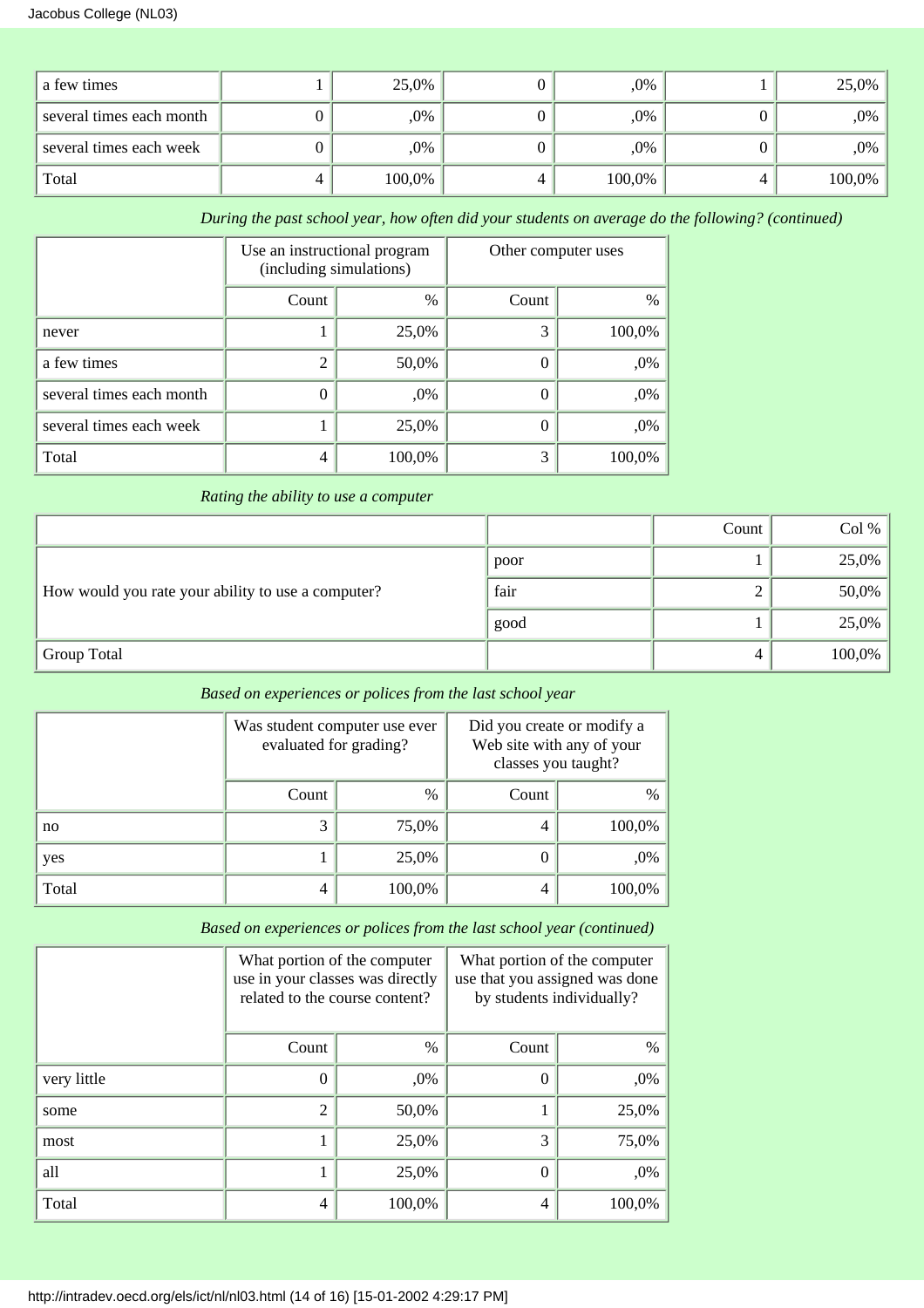| | | | | | | |
|---|---|---|---|---|---|---|
| a few times | 1 | 25,0% | 0 | ,0% | 1 | 25,0% |
| several times each month | 0 | ,0% | 0 | ,0% | 0 | ,0% |
| several times each week | 0 | ,0% | 0 | ,0% | 0 | ,0% |
| Total | 4 | 100,0% | 4 | 100,0% | 4 | 100,0% |

*During the past school year, how often did your students on average do the following? (continued)*

| | Use an instructional program (including simulations) | | Other computer uses | |
|---|---|---|---|---|
| | Count | % | Count | % |
| never | 1 | 25,0% | 3 | 100,0% |
| a few times | 2 | 50,0% | 0 | ,0% |
| several times each month | 0 | ,0% | 0 | ,0% |
| several times each week | 1 | 25,0% | 0 | ,0% |
| Total | 4 | 100,0% | 3 | 100,0% |

*Rating the ability to use a computer*

| | | Count | Col % |
|---|---|---|---|
| How would you rate your ability to use a computer? | poor | 1 | 25,0% |
| | fair | 2 | 50,0% |
| | good | 1 | 25,0% |
| Group Total | | 4 | 100,0% |

*Based on experiences or polices from the last school year*

| | Was student computer use ever evaluated for grading? | | Did you create or modify a Web site with any of your classes you taught? | |
|---|---|---|---|---|
| | Count | % | Count | % |
| no | 3 | 75,0% | 4 | 100,0% |
| yes | 1 | 25,0% | 0 | ,0% |
| Total | 4 | 100,0% | 4 | 100,0% |

*Based on experiences or polices from the last school year (continued)*

| | What portion of the computer use in your classes was directly related to the course content? | | What portion of the computer use that you assigned was done by students individually? | |
|---|---|---|---|---|
| | Count | % | Count | % |
| very little | 0 | ,0% | 0 | ,0% |
| some | 2 | 50,0% | 1 | 25,0% |
| most | 1 | 25,0% | 3 | 75,0% |
| all | 1 | 25,0% | 0 | ,0% |
| Total | 4 | 100,0% | 4 | 100,0% |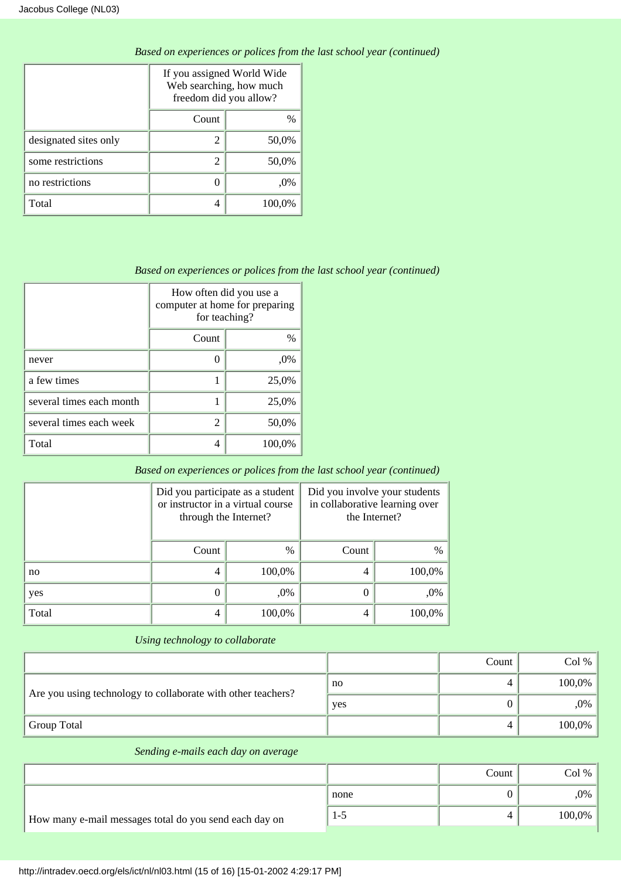*Based on experiences or polices from the last school year (continued)*

| | If you assigned World Wide Web searching, how much freedom did you allow? | |
|---|---|---|
| | Count | % |
| designated sites only | 2 | 50,0% |
| some restrictions | 2 | 50,0% |
| no restrictions | 0 | ,0% |
| Total | 4 | 100,0% |

*Based on experiences or polices from the last school year (continued)*

| | How often did you use a computer at home for preparing for teaching? | |
|---|---|---|
| | Count | % |
| never | 0 | ,0% |
| a few times | 1 | 25,0% |
| several times each month | 1 | 25,0% |
| several times each week | 2 | 50,0% |
| Total | 4 | 100,0% |

*Based on experiences or polices from the last school year (continued)*

| | Did you participate as a student or instructor in a virtual course through the Internet? | | Did you involve your students in collaborative learning over the Internet? | |
|---|---|---|---|---|
| | Count | % | Count | % |
| no | 4 | 100,0% | 4 | 100,0% |
| yes | 0 | ,0% | 0 | ,0% |
| Total | 4 | 100,0% | 4 | 100,0% |

*Using technology to collaborate*

| | | Count | Col % |
|---|---|---|---|
| Are you using technology to collaborate with other teachers? | no | 4 | 100,0% |
| | yes | 0 | ,0% |
| Group Total | | 4 | 100,0% |

*Sending e-mails each day on average*

| | | Count | Col % |
|---|---|---|---|
| How many e-mail messages total do you send each day on | none | 0 | ,0% |
| | 1-5 | 4 | 100,0% |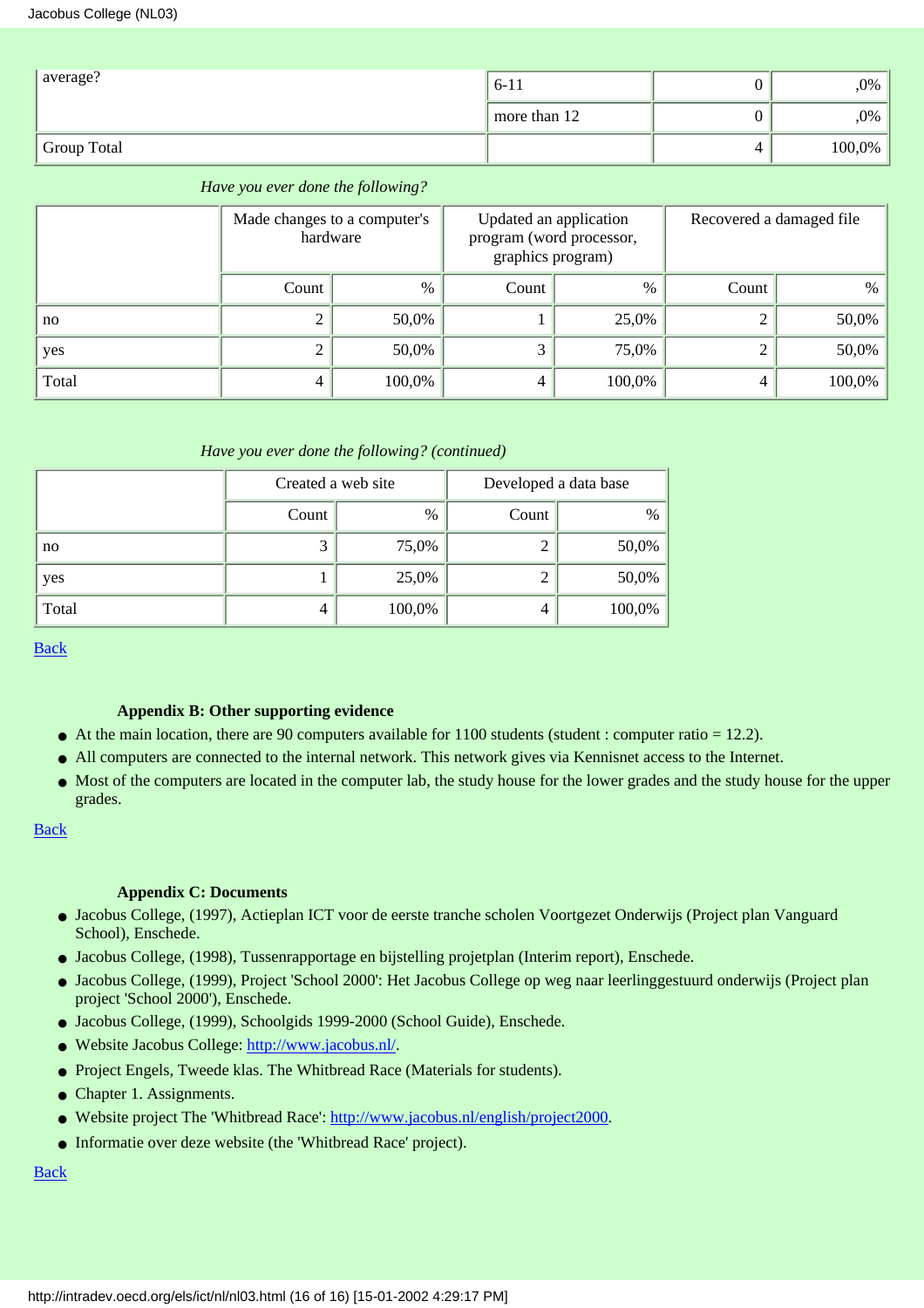| | | | |
|---|---|---|---|
| average? | 6-11 | 0 | ,0% |
| | more than 12 | 0 | ,0% |
| Group Total | | 4 | 100,0% |

*Have you ever done the following?*

| | Made changes to a computer's hardware | | Updated an application program (word processor, graphics program) | | Recovered a damaged file | |
|---|---|---|---|---|---|---|
| | Count | % | Count | % | Count | % |
| no | 2 | 50,0% | 1 | 25,0% | 2 | 50,0% |
| yes | 2 | 50,0% | 3 | 75,0% | 2 | 50,0% |
| Total | 4 | 100,0% | 4 | 100,0% | 4 | 100,0% |

*Have you ever done the following? (continued)*

| | Created a web site | | Developed a data base | |
|---|---|---|---|---|
| | Count | % | Count | % |
| no | 3 | 75,0% | 2 | 50,0% |
| yes | 1 | 25,0% | 2 | 50,0% |
| Total | 4 | 100,0% | 4 | 100,0% |

Back

**Appendix B: Other supporting evidence**

- At the main location, there are 90 computers available for 1100 students (student : computer ratio = 12.2).
- All computers are connected to the internal network. This network gives via Kennisnet access to the Internet.
- Most of the computers are located in the computer lab, the study house for the lower grades and the study house for the upper grades.

Back

**Appendix C: Documents**

- Jacobus College, (1997), Actieplan ICT voor de eerste tranche scholen Voortgezet Onderwijs (Project plan Vanguard School), Enschede.
- Jacobus College, (1998), Tussenrapportage en bijstelling projetplan (Interim report), Enschede.
- Jacobus College, (1999), Project 'School 2000': Het Jacobus College op weg naar leerlinggestuurd onderwijs (Project plan project 'School 2000'), Enschede.
- Jacobus College, (1999), Schoolgids 1999-2000 (School Guide), Enschede.
- Website Jacobus College: http://www.jacobus.nl/.
- Project Engels, Tweede klas. The Whitbread Race (Materials for students).
- Chapter 1. Assignments.
- Website project The 'Whitbread Race': http://www.jacobus.nl/english/project2000.
- Informatie over deze website (the 'Whitbread Race' project).

Back